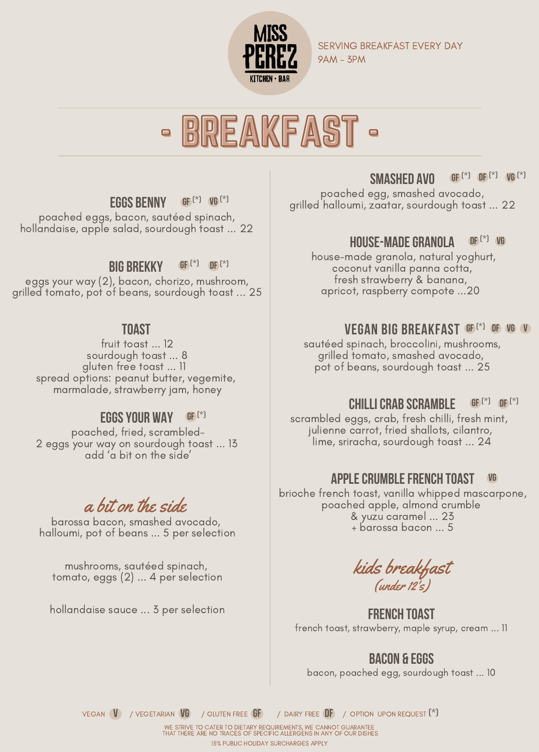MISS PEREZ
KITCHEN · BAR

SERVING BREAKFAST EVERY DAY
9AM - 3PM

# - BREAKFAST -

### EGGS BENNY GF (*) VG (*)

poached eggs, bacon, sautéed spinach, hollandaise, apple salad, sourdough toast ... 22

### BIG BREKKY GF (*) DF (*)

eggs your way (2), bacon, chorizo, mushroom, grilled tomato, pot of beans, sourdough toast ... 25

### TOAST

fruit toast ... 12
sourdough toast ... 8
gluten free toast ... 11
spread options: peanut butter, vegemite, marmalade, strawberry jam, honey

### EGGS YOUR WAY GF (*)

poached, fried, scrambled-
2 eggs your way on sourdough toast ... 13
add 'a bit on the side'

## *a bit on the side*

barossa bacon, smashed avocado, halloumi, pot of beans ... 5 per selection

mushrooms, sautéed spinach, tomato, eggs (2) ... 4 per selection

hollandaise sauce ... 3 per selection

### SMASHED AVO GF (*) DF (*) VG (*)

poached egg, smashed avocado, grilled halloumi, zaatar, sourdough toast ... 22

### HOUSE-MADE GRANOLA DF (*) VG

house-made granola, natural yoghurt, coconut vanilla panna cotta, fresh strawberry & banana, apricot, raspberry compote ...20

### VEGAN BIG BREAKFAST GF (*) DF VG V

sautéed spinach, broccolini, mushrooms, grilled tomato, smashed avocado, pot of beans, sourdough toast ... 25

### CHILLI CRAB SCRAMBLE GF (*) DF (*)

scrambled eggs, crab, fresh chilli, fresh mint, julienne carrot, fried shallots, cilantro, lime, sriracha, sourdough toast ... 24

### APPLE CRUMBLE FRENCH TOAST VG

brioche french toast, vanilla whipped mascarpone, poached apple, almond crumble & yuzu caramel ... 23
+ barossa bacon ... 5

## *kids breakfast*
*(under 12's)*

### FRENCH TOAST

french toast, strawberry, maple syrup, cream ... 11

### BACON & EGGS

bacon, poached egg, sourdough toast ... 10

VEGAN V / VEGETARIAN VG / GLUTEN FREE GF / DAIRY FREE DF / OPTION UPON REQUEST (*)

WE STRIVE TO CATER TO DIETARY REQUIREMENTS, WE CANNOT GUARANTEE THAT THERE ARE NO TRACES OF SPECIFIC ALLERGENS IN ANY OF OUR DISHES

15% PUBLIC HOLIDAY SURCHARGES APPLY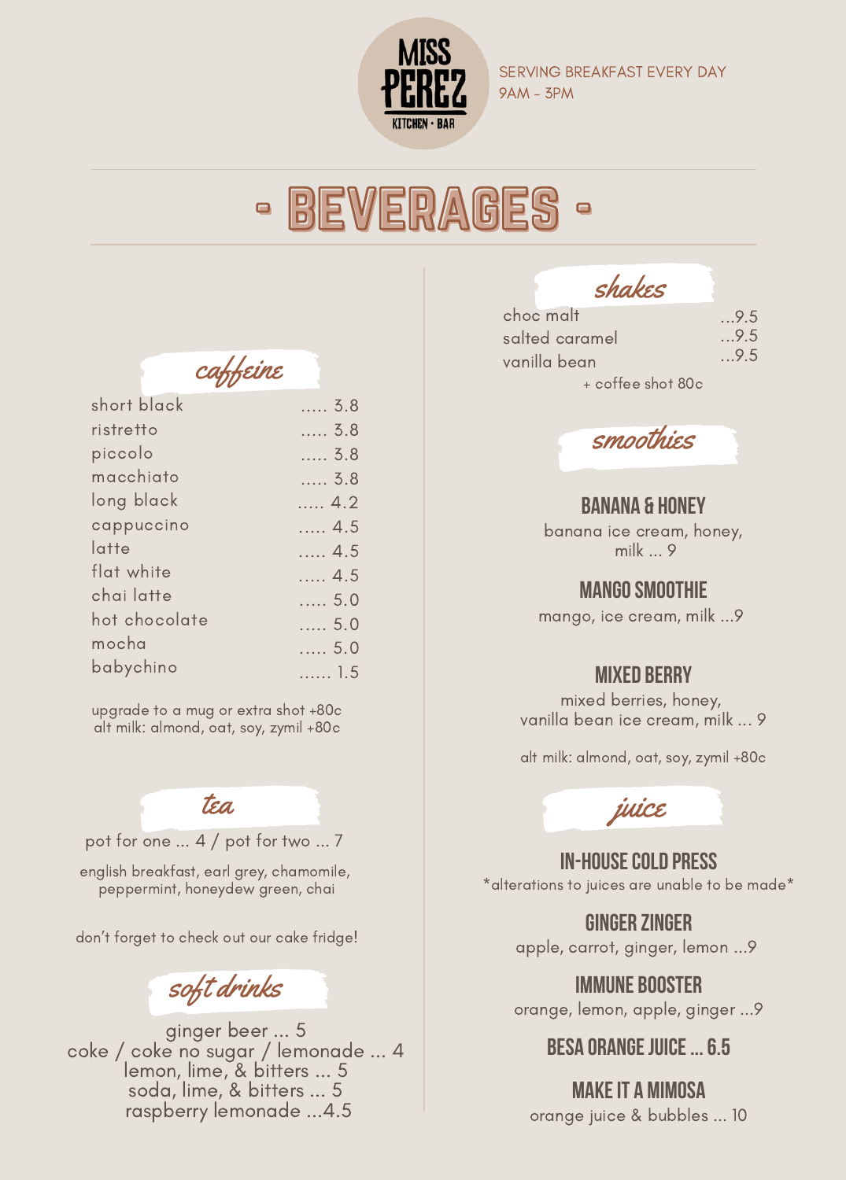MISS PEREZ
KITCHEN • BAR

SERVING BREAKFAST EVERY DAY
9AM - 3PM

# - BEVERAGES -

## caffeine

| | |
|---|---|
| short black | ..... 3.8 |
| ristretto | ..... 3.8 |
| piccolo | ..... 3.8 |
| macchiato | ..... 3.8 |
| long black | ..... 4.2 |
| cappuccino | ..... 4.5 |
| latte | ..... 4.5 |
| flat white | ..... 4.5 |
| chai latte | ..... 5.0 |
| hot chocolate | ..... 5.0 |
| mocha | ..... 5.0 |
| babychino | ...... 1.5 |

upgrade to a mug or extra shot +80c
alt milk: almond, oat, soy, zymil +80c

## tea

pot for one ... 4 / pot for two ... 7

english breakfast, earl grey, chamomile, peppermint, honeydew green, chai

don't forget to check out our cake fridge!

## soft drinks

ginger beer ... 5
coke / coke no sugar / lemonade ... 4
lemon, lime, & bitters ... 5
soda, lime, & bitters ... 5
raspberry lemonade ...4.5

## shakes

| | |
|---|---|
| choc malt | ...9.5 |
| salted caramel | ...9.5 |
| vanilla bean | ...9.5 |

+ coffee shot 80c

## smoothies

### BANANA & HONEY
banana ice cream, honey, milk ... 9

### MANGO SMOOTHIE
mango, ice cream, milk ...9

### MIXED BERRY
mixed berries, honey, vanilla bean ice cream, milk ... 9

alt milk: almond, oat, soy, zymil +80c

## juice

### IN-HOUSE COLD PRESS
*alterations to juices are unable to be made*

### GINGER ZINGER
apple, carrot, ginger, lemon ...9

### IMMUNE BOOSTER
orange, lemon, apple, ginger ...9

### BESA ORANGE JUICE ... 6.5

### MAKE IT A MIMOSA
orange juice & bubbles ... 10